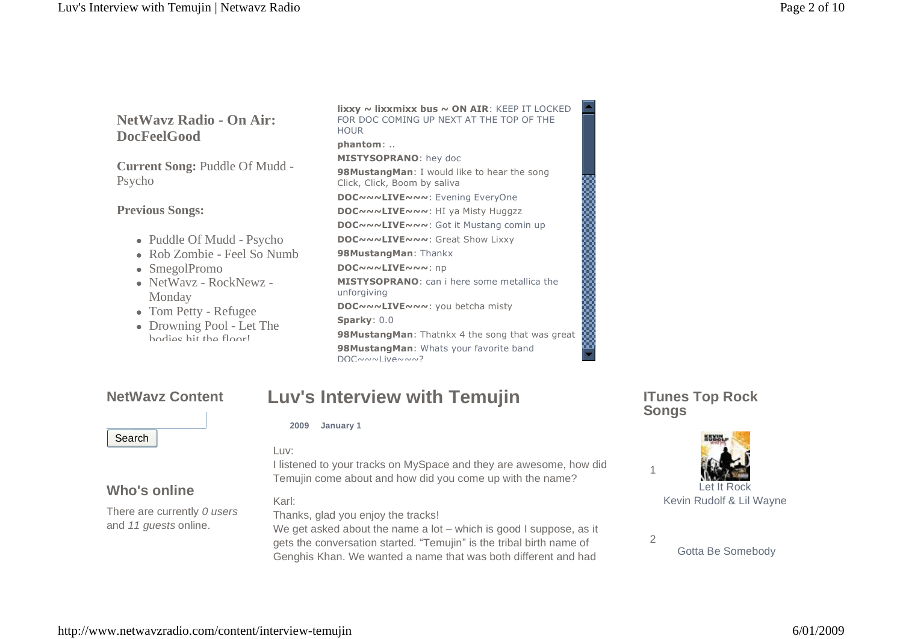**NetWavz Radio - On Air: DocFeelGood**

**Current Song:** Puddle Of Mudd - Psycho

**Previous Songs:**

- Puddle Of Mudd - Psycho
- Rob Zombie - Feel So Numb
- SmegolPromo
- NetWavz - RockNewz - Monday
- Tom Petty - Refugee
- Drowning Pool - Let The bodies hit the floor!

**lixxy ~ lixxmixx bus ~ ON AIR**: KEEP IT LOCKED FOR DOC COMING UP NEXT AT THE TOP OF THE HOUR
**phantom**: ..
**MISTYSOPRANO**: hey doc
**98MustangMan**: I would like to hear the song Click, Click, Boom by saliva
**DOC~~~LIVE~~~**: Evening EveryOne
**DOC~~~LIVE~~~**: HI ya Misty Huggzz
**DOC~~~LIVE~~~**: Got it Mustang comin up
**DOC~~~LIVE~~~**: Great Show Lixxy
**98MustangMan**: Thankx
**DOC~~~LIVE~~~**: np
**MISTYSOPRANO**: can i here some metallica the unforgiving
**DOC~~~LIVE~~~**: you betcha misty
**Sparky**: 0.0
**98MustangMan**: Thatnkx 4 the song that was great
**98MustangMan**: Whats your favorite band DOC~~~Live~~~?

## NetWavz Content

Search

## Who's online

There are currently *0 users* and *11 guests* online.

# Luv's Interview with Temujin

**2009 January 1**

Luv:
I listened to your tracks on MySpace and they are awesome, how did Temujin come about and how did you come up with the name?

Karl:
Thanks, glad you enjoy the tracks!
We get asked about the name a lot – which is good I suppose, as it gets the conversation started. "Temujin" is the tribal birth name of Genghis Khan. We wanted a name that was both different and had

## ITunes Top Rock Songs

1. Let It Rock
Kevin Rudolf & Lil Wayne

2. Gotta Be Somebody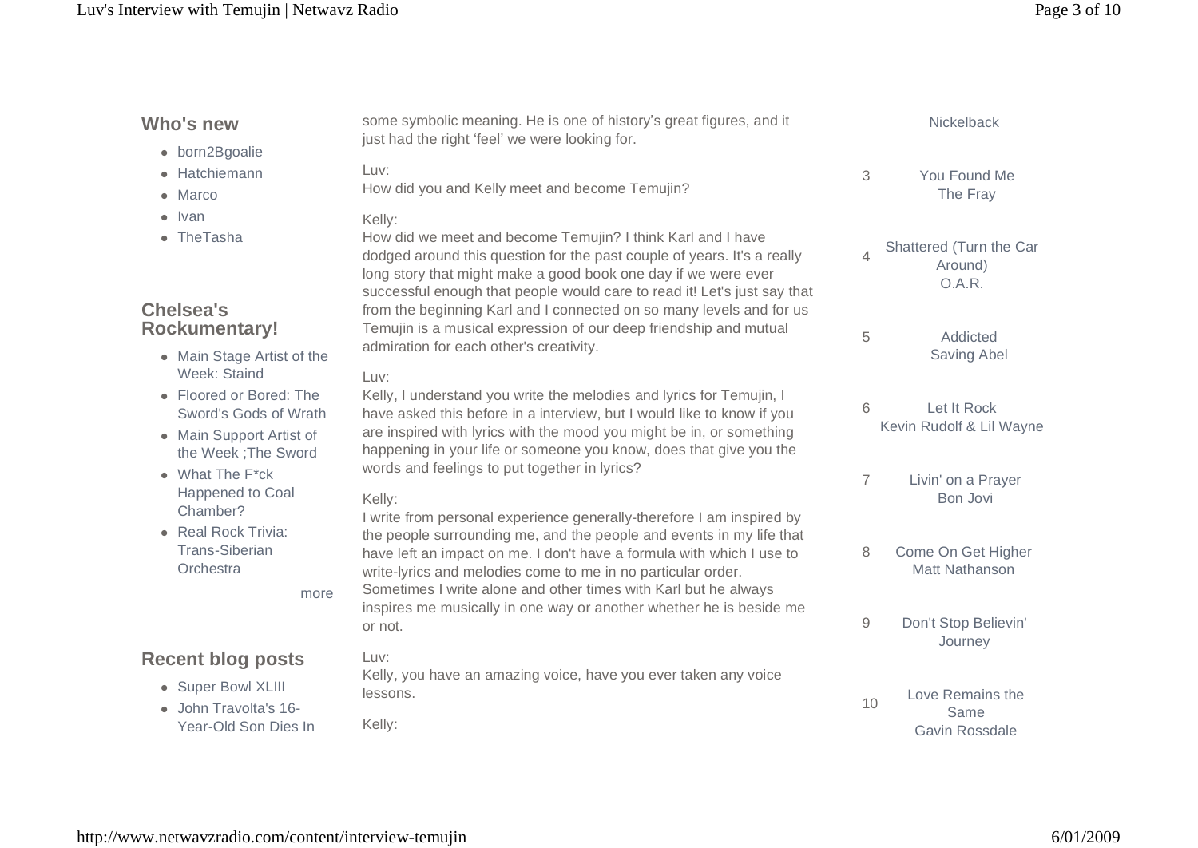## Who's new

- born2Bgoalie
- Hatchiemann
- Marco
- Ivan
- TheTasha

## Chelsea's Rockumentary!

- Main Stage Artist of the Week: Staind
- Floored or Bored: The Sword's Gods of Wrath
- Main Support Artist of the Week ;The Sword
- What The F*ck Happened to Coal Chamber?
- Real Rock Trivia: Trans-Siberian Orchestra

more

## Recent blog posts

- Super Bowl XLIII
- John Travolta's 16-Year-Old Son Dies In

some symbolic meaning. He is one of history's great figures, and it just had the right 'feel' we were looking for.

Luv:
How did you and Kelly meet and become Temujin?

Kelly:
How did we meet and become Temujin? I think Karl and I have dodged around this question for the past couple of years. It's a really long story that might make a good book one day if we were ever successful enough that people would care to read it! Let's just say that from the beginning Karl and I connected on so many levels and for us Temujin is a musical expression of our deep friendship and mutual admiration for each other's creativity.

Luv:
Kelly, I understand you write the melodies and lyrics for Temujin, I have asked this before in a interview, but I would like to know if you are inspired with lyrics with the mood you might be in, or something happening in your life or someone you know, does that give you the words and feelings to put together in lyrics?

Kelly:
I write from personal experience generally-therefore I am inspired by the people surrounding me, and the people and events in my life that have left an impact on me. I don't have a formula with which I use to write-lyrics and melodies come to me in no particular order. Sometimes I write alone and other times with Karl but he always inspires me musically in one way or another whether he is beside me or not.

Luv:
Kelly, you have an amazing voice, have you ever taken any voice lessons.

Kelly:

| | |
|---|---|
| | Nickelback |
| 3 | You Found Me<br>The Fray |
| 4 | Shattered (Turn the Car Around)<br>O.A.R. |
| 5 | Addicted<br>Saving Abel |
| 6 | Let It Rock<br>Kevin Rudolf & Lil Wayne |
| 7 | Livin' on a Prayer<br>Bon Jovi |
| 8 | Come On Get Higher<br>Matt Nathanson |
| 9 | Don't Stop Believin'<br>Journey |
| 10 | Love Remains the Same<br>Gavin Rossdale |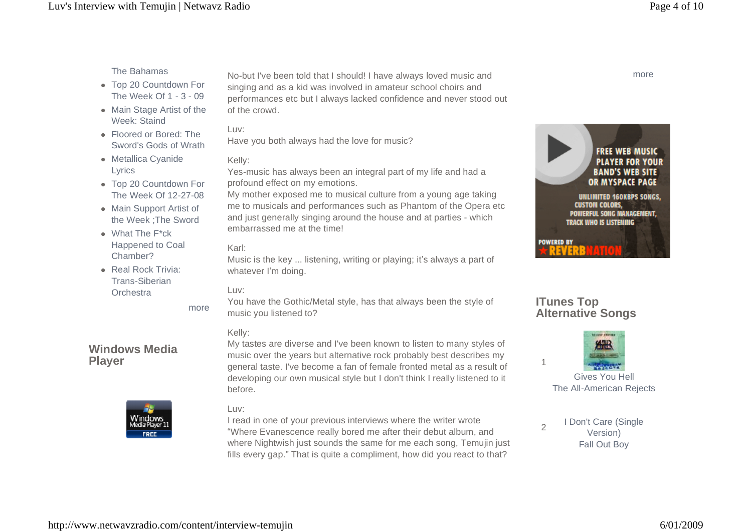The Bahamas

- Top 20 Countdown For The Week Of 1 - 3 - 09
- Main Stage Artist of the Week: Staind
- Floored or Bored: The Sword's Gods of Wrath
- Metallica Cyanide Lyrics
- Top 20 Countdown For The Week Of 12-27-08
- Main Support Artist of the Week ;The Sword
- What The F*ck Happened to Coal Chamber?
- Real Rock Trivia: Trans-Siberian Orchestra

more

## Windows Media Player

No-but I've been told that I should! I have always loved music and singing and as a kid was involved in amateur school choirs and performances etc but I always lacked confidence and never stood out of the crowd.

Luv:
Have you both always had the love for music?

Kelly:
Yes-music has always been an integral part of my life and had a profound effect on my emotions.
My mother exposed me to musical culture from a young age taking me to musicals and performances such as Phantom of the Opera etc and just generally singing around the house and at parties - which embarrassed me at the time!

Karl:
Music is the key ... listening, writing or playing; it's always a part of whatever I'm doing.

Luv:
You have the Gothic/Metal style, has that always been the style of music you listened to?

Kelly:
My tastes are diverse and I've been known to listen to many styles of music over the years but alternative rock probably best describes my general taste. I've become a fan of female fronted metal as a result of developing our own musical style but I don't think I really listened to it before.

Luv:
I read in one of your previous interviews where the writer wrote "Where Evanescence really bored me after their debut album, and where Nightwish just sounds the same for me each song, Temujin just fills every gap." That is quite a compliment, how did you react to that?

more

## ITunes Top Alternative Songs

1. Gives You Hell
   The All-American Rejects
2. I Don't Care (Single Version)
   Fall Out Boy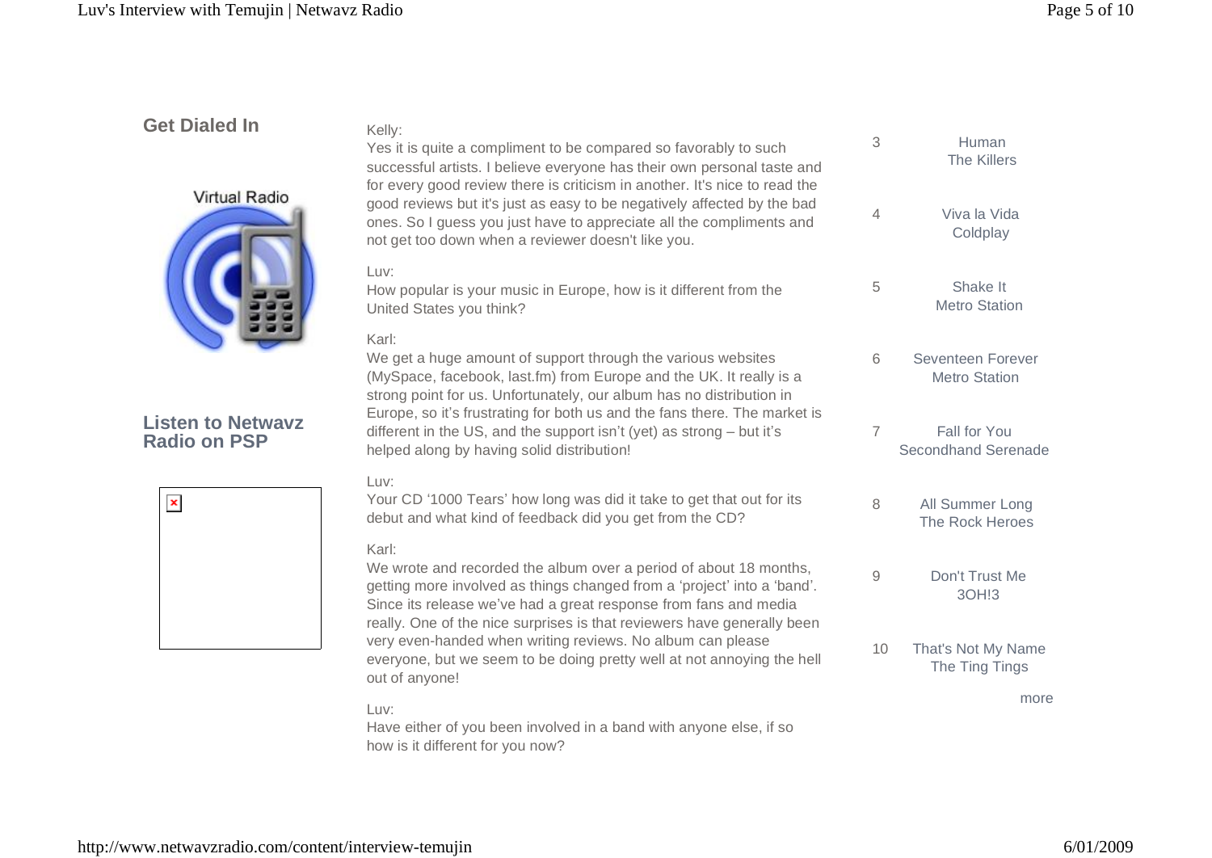## Get Dialed In

Virtual Radio

## Listen to Netwavz Radio on PSP

Kelly:
Yes it is quite a compliment to be compared so favorably to such successful artists. I believe everyone has their own personal taste and for every good review there is criticism in another. It's nice to read the good reviews but it's just as easy to be negatively affected by the bad ones. So I guess you just have to appreciate all the compliments and not get too down when a reviewer doesn't like you.

Luv:
How popular is your music in Europe, how is it different from the United States you think?

Karl:
We get a huge amount of support through the various websites (MySpace, facebook, last.fm) from Europe and the UK. It really is a strong point for us. Unfortunately, our album has no distribution in Europe, so it's frustrating for both us and the fans there. The market is different in the US, and the support isn't (yet) as strong – but it's helped along by having solid distribution!

Luv:
Your CD '1000 Tears' how long was did it take to get that out for its debut and what kind of feedback did you get from the CD?

Karl:
We wrote and recorded the album over a period of about 18 months, getting more involved as things changed from a 'project' into a 'band'. Since its release we've had a great response from fans and media really. One of the nice surprises is that reviewers have generally been very even-handed when writing reviews. No album can please everyone, but we seem to be doing pretty well at not annoying the hell out of anyone!

Luv:
Have either of you been involved in a band with anyone else, if so how is it different for you now?

| | |
|---|---|
| 3 | Human<br>The Killers |
| 4 | Viva la Vida<br>Coldplay |
| 5 | Shake It<br>Metro Station |
| 6 | Seventeen Forever<br>Metro Station |
| 7 | Fall for You<br>Secondhand Serenade |
| 8 | All Summer Long<br>The Rock Heroes |
| 9 | Don't Trust Me<br>3OH!3 |
| 10 | That's Not My Name<br>The Ting Tings |

more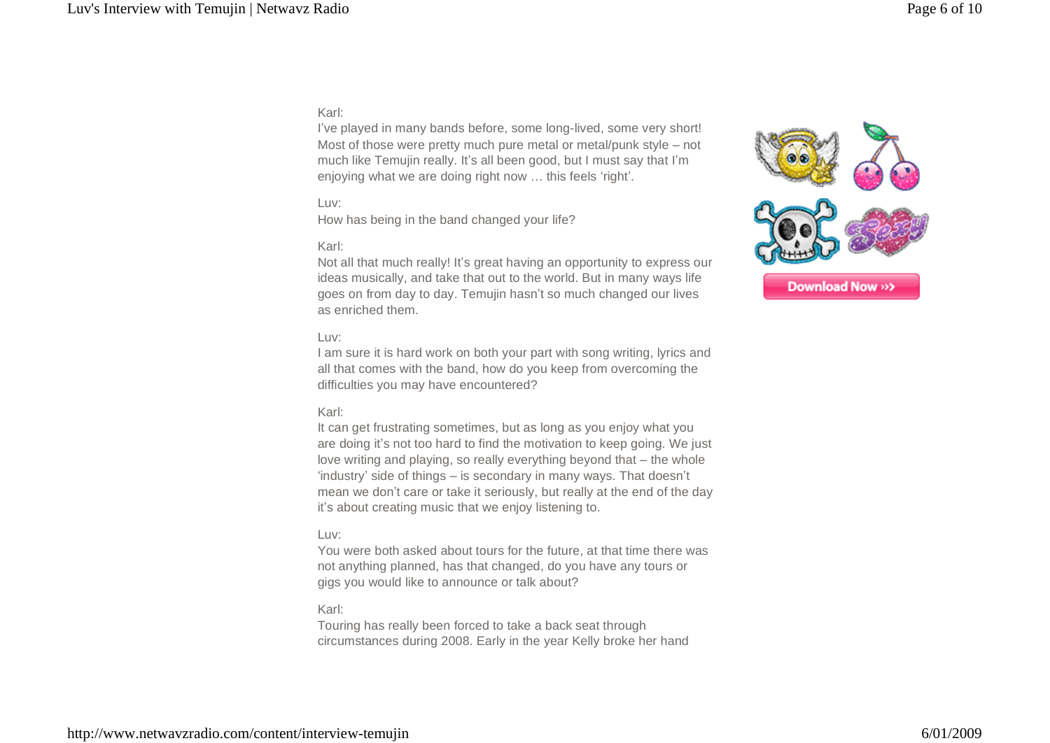Karl:
I've played in many bands before, some long-lived, some very short! Most of those were pretty much pure metal or metal/punk style – not much like Temujin really. It's all been good, but I must say that I'm enjoying what we are doing right now … this feels 'right'.

Luv:
How has being in the band changed your life?

Karl:
Not all that much really! It's great having an opportunity to express our ideas musically, and take that out to the world. But in many ways life goes on from day to day. Temujin hasn't so much changed our lives as enriched them.

Luv:
I am sure it is hard work on both your part with song writing, lyrics and all that comes with the band, how do you keep from overcoming the difficulties you may have encountered?

Karl:
It can get frustrating sometimes, but as long as you enjoy what you are doing it's not too hard to find the motivation to keep going. We just love writing and playing, so really everything beyond that – the whole 'industry' side of things – is secondary in many ways. That doesn't mean we don't care or take it seriously, but really at the end of the day it's about creating music that we enjoy listening to.

Luv:
You were both asked about tours for the future, at that time there was not anything planned, has that changed, do you have any tours or gigs you would like to announce or talk about?

Karl:
Touring has really been forced to take a back seat through circumstances during 2008. Early in the year Kelly broke her hand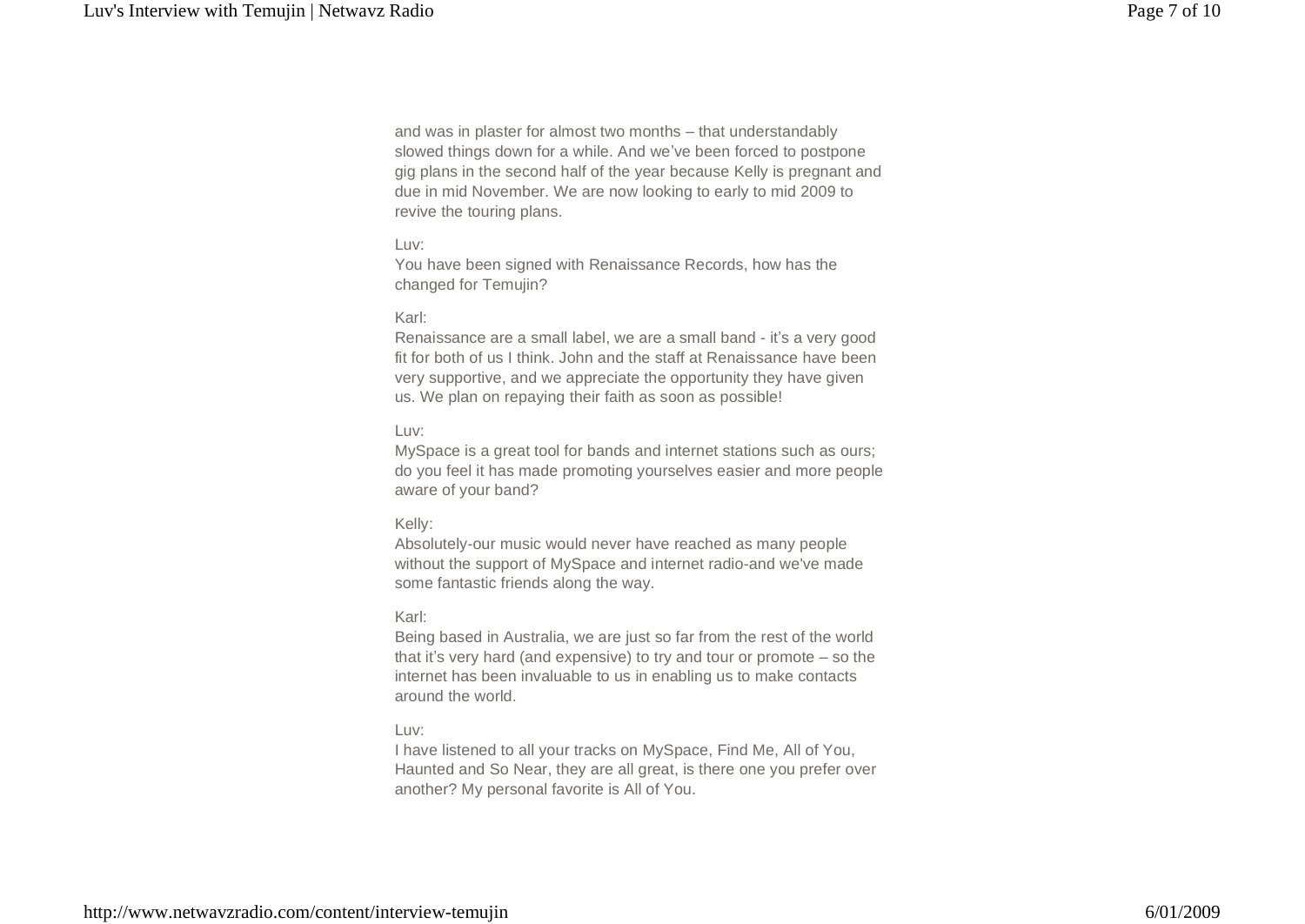and was in plaster for almost two months – that understandably slowed things down for a while. And we've been forced to postpone gig plans in the second half of the year because Kelly is pregnant and due in mid November. We are now looking to early to mid 2009 to revive the touring plans.

Luv:
You have been signed with Renaissance Records, how has the changed for Temujin?

Karl:
Renaissance are a small label, we are a small band - it's a very good fit for both of us I think. John and the staff at Renaissance have been very supportive, and we appreciate the opportunity they have given us. We plan on repaying their faith as soon as possible!

Luv:
MySpace is a great tool for bands and internet stations such as ours; do you feel it has made promoting yourselves easier and more people aware of your band?

Kelly:
Absolutely-our music would never have reached as many people without the support of MySpace and internet radio-and we've made some fantastic friends along the way.

Karl:
Being based in Australia, we are just so far from the rest of the world that it's very hard (and expensive) to try and tour or promote – so the internet has been invaluable to us in enabling us to make contacts around the world.

Luv:
I have listened to all your tracks on MySpace, Find Me, All of You, Haunted and So Near, they are all great, is there one you prefer over another? My personal favorite is All of You.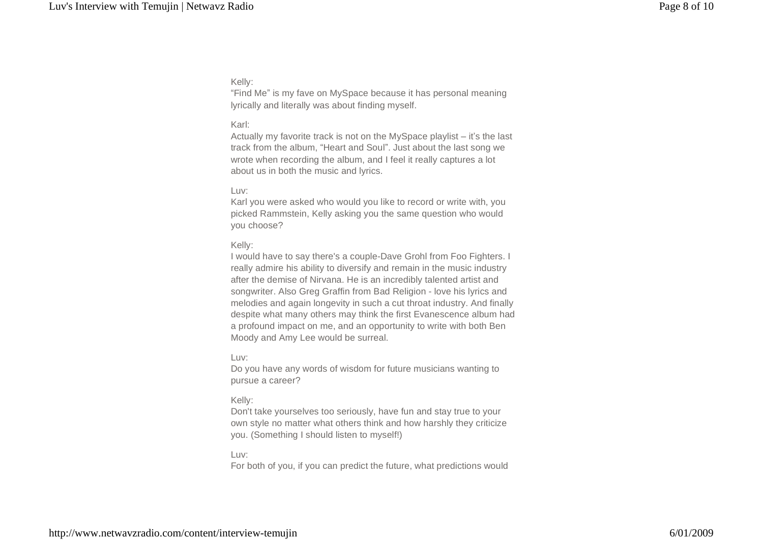Kelly:
“Find Me” is my fave on MySpace because it has personal meaning lyrically and literally was about finding myself.

Karl:
Actually my favorite track is not on the MySpace playlist – it’s the last track from the album, “Heart and Soul”. Just about the last song we wrote when recording the album, and I feel it really captures a lot about us in both the music and lyrics.

Luv:
Karl you were asked who would you like to record or write with, you picked Rammstein, Kelly asking you the same question who would you choose?

Kelly:
I would have to say there's a couple-Dave Grohl from Foo Fighters. I really admire his ability to diversify and remain in the music industry after the demise of Nirvana. He is an incredibly talented artist and songwriter. Also Greg Graffin from Bad Religion - love his lyrics and melodies and again longevity in such a cut throat industry. And finally despite what many others may think the first Evanescence album had a profound impact on me, and an opportunity to write with both Ben Moody and Amy Lee would be surreal.

Luv:
Do you have any words of wisdom for future musicians wanting to pursue a career?

Kelly:
Don't take yourselves too seriously, have fun and stay true to your own style no matter what others think and how harshly they criticize you. (Something I should listen to myself!)

Luv:
For both of you, if you can predict the future, what predictions would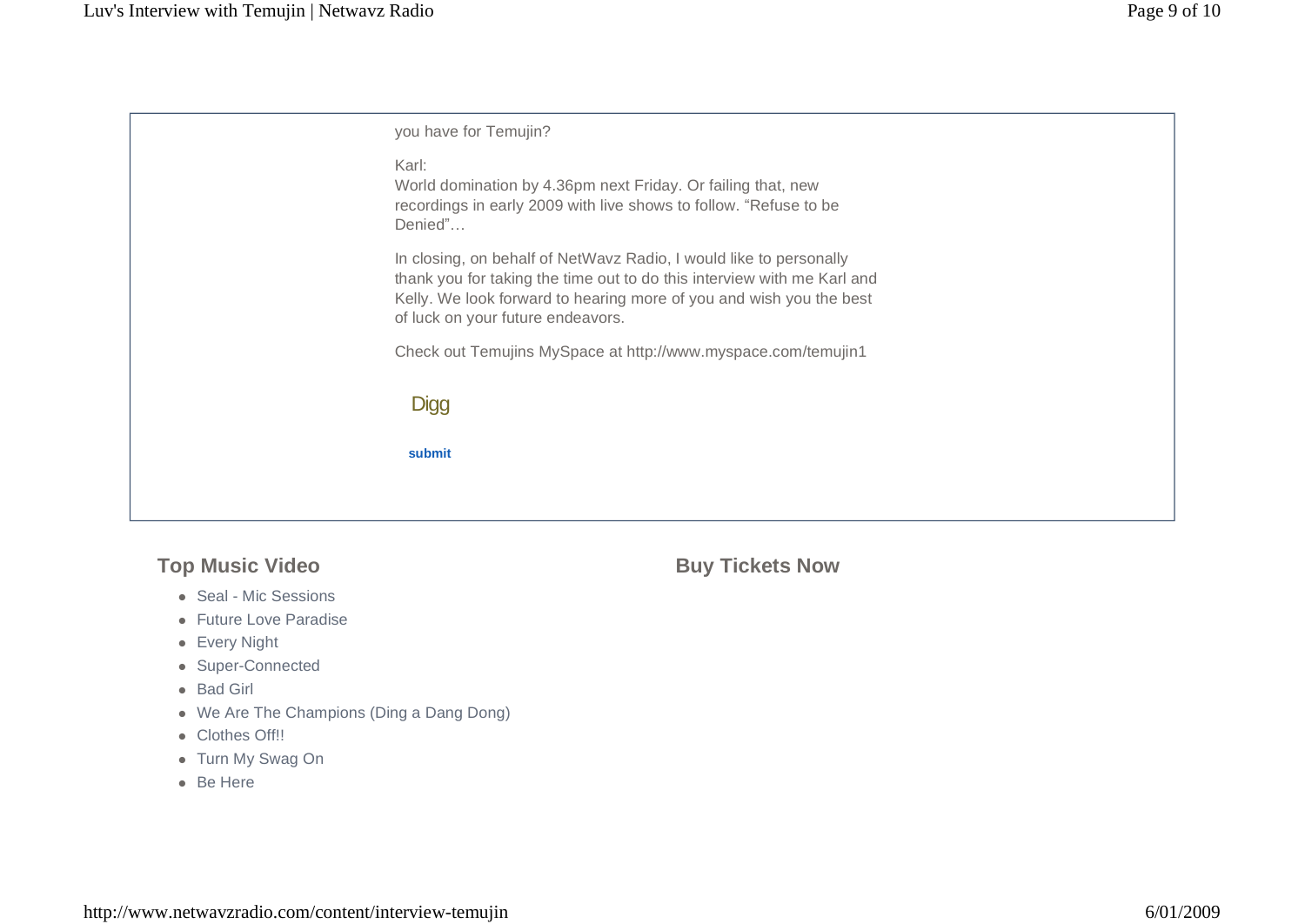you have for Temujin?

Karl:
World domination by 4.36pm next Friday. Or failing that, new recordings in early 2009 with live shows to follow. “Refuse to be Denied”…

In closing, on behalf of NetWavz Radio, I would like to personally thank you for taking the time out to do this interview with me Karl and Kelly. We look forward to hearing more of you and wish you the best of luck on your future endeavors.

Check out Temujins MySpace at http://www.myspace.com/temujin1

Digg

**submit**

### Top Music Video

- Seal - Mic Sessions
- Future Love Paradise
- Every Night
- Super-Connected
- Bad Girl
- We Are The Champions (Ding a Dang Dong)
- Clothes Off!!
- Turn My Swag On
- Be Here

### Buy Tickets Now